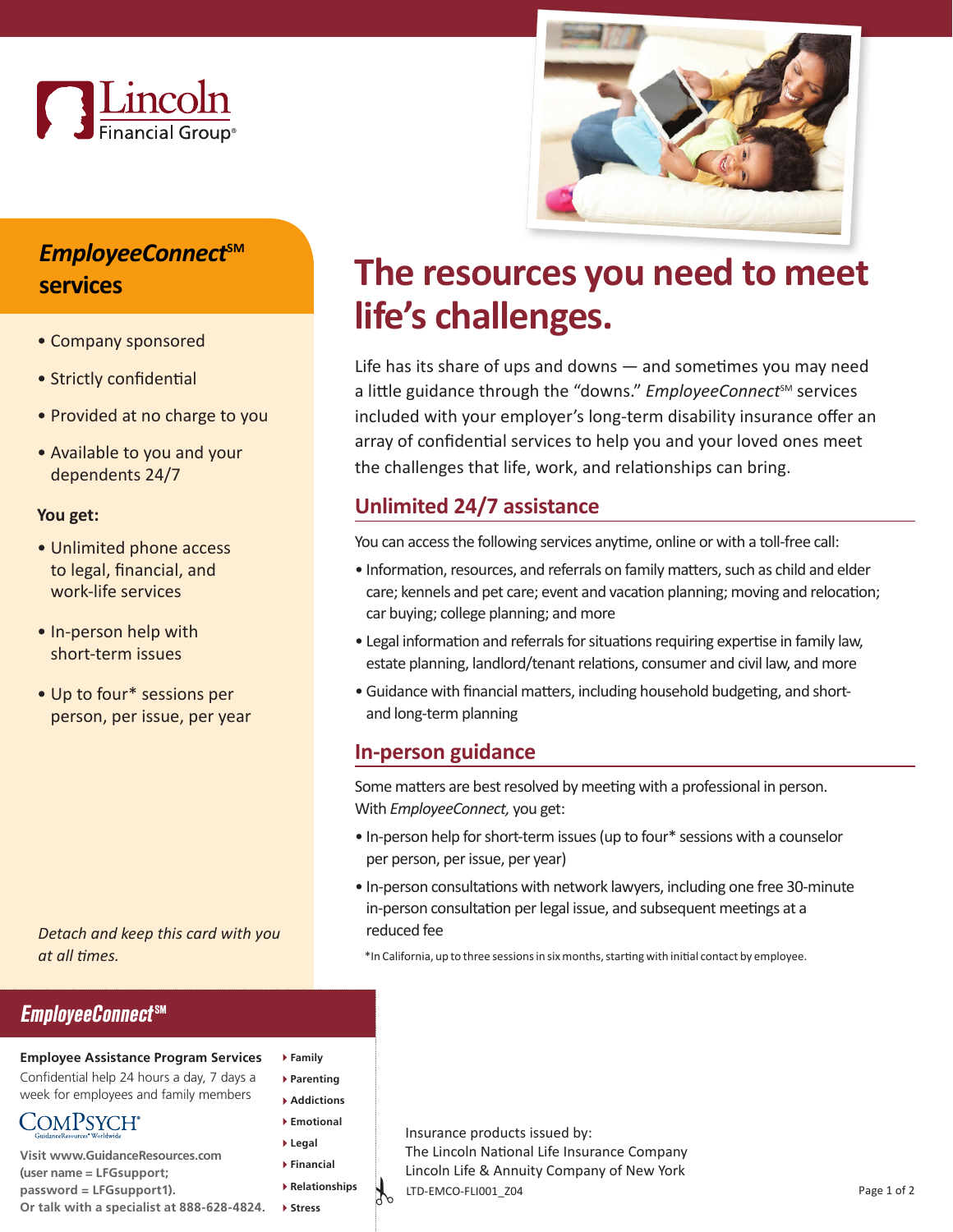Lincoln Financial Group®

## *EmployeeConnect*℠ services

- Company sponsored
- Strictly confidential
- Provided at no charge to you
- Available to you and your dependents 24/7

**You get:**

- Unlimited phone access to legal, financial, and work-life services
- In-person help with short-term issues
- Up to four* sessions per person, per issue, per year

*Detach and keep this card with you at all times.*

# The resources you need to meet life's challenges.

Life has its share of ups and downs — and sometimes you may need a little guidance through the "downs." *EmployeeConnect*℠ services included with your employer's long-term disability insurance offer an array of confidential services to help you and your loved ones meet the challenges that life, work, and relationships can bring.

## Unlimited 24/7 assistance

You can access the following services anytime, online or with a toll-free call:

- Information, resources, and referrals on family matters, such as child and elder care; kennels and pet care; event and vacation planning; moving and relocation; car buying; college planning; and more
- Legal information and referrals for situations requiring expertise in family law, estate planning, landlord/tenant relations, consumer and civil law, and more
- Guidance with financial matters, including household budgeting, and short- and long-term planning

## In-person guidance

Some matters are best resolved by meeting with a professional in person. With *EmployeeConnect,* you get:

- In-person help for short-term issues (up to four* sessions with a counselor per person, per issue, per year)
- In-person consultations with network lawyers, including one free 30-minute in-person consultation per legal issue, and subsequent meetings at a reduced fee

*In California, up to three sessions in six months, starting with initial contact by employee.

---

## *EmployeeConnect*℠

**Employee Assistance Program Services**

Confidential help 24 hours a day, 7 days a week for employees and family members

ComPsych® GuidanceResources® Worldwide

**Visit www.GuidanceResources.com (user name = LFGsupport; password = LFGsupport1). Or talk with a specialist at 888-628-4824.**

- Family
- Parenting
- Addictions
- Emotional
- Legal
- Financial
- Relationships
- Stress

Insurance products issued by:
The Lincoln National Life Insurance Company
Lincoln Life & Annuity Company of New York

LTD-EMCO-FLI001_Z04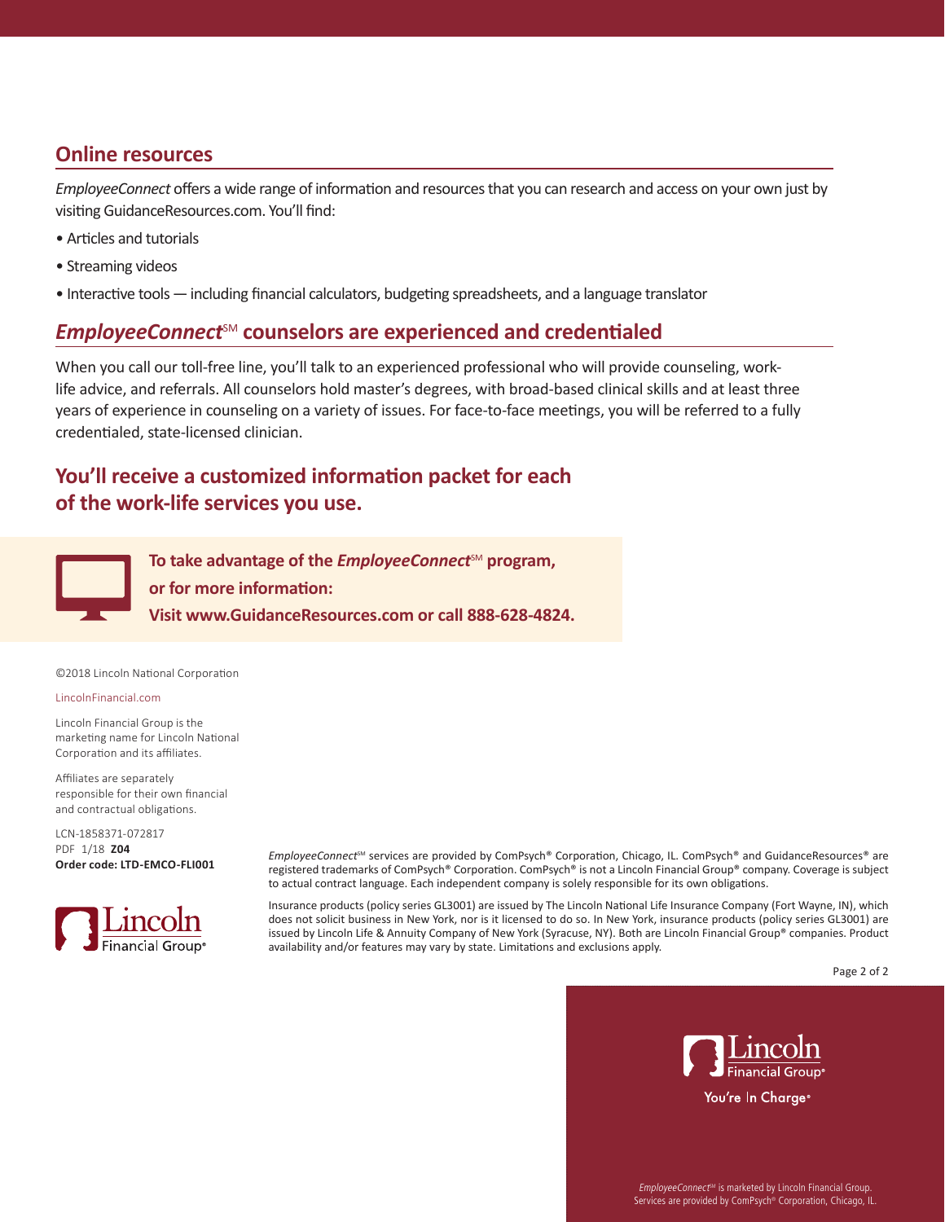## Online resources

*EmployeeConnect* offers a wide range of information and resources that you can research and access on your own just by visiting GuidanceResources.com. You'll find:

- Articles and tutorials
- Streaming videos
- Interactive tools — including financial calculators, budgeting spreadsheets, and a language translator

## *EmployeeConnect*SM counselors are experienced and credentialed

When you call our toll-free line, you'll talk to an experienced professional who will provide counseling, work-life advice, and referrals. All counselors hold master's degrees, with broad-based clinical skills and at least three years of experience in counseling on a variety of issues. For face-to-face meetings, you will be referred to a fully credentialed, state-licensed clinician.

## You'll receive a customized information packet for each of the work-life services you use.

**To take advantage of the *EmployeeConnect*SM program, or for more information:**
**Visit www.GuidanceResources.com or call 888-628-4824.**

©2018 Lincoln National Corporation

LincolnFinancial.com

Lincoln Financial Group is the marketing name for Lincoln National Corporation and its affiliates.

Affiliates are separately responsible for their own financial and contractual obligations.

LCN-1858371-072817
PDF 1/18 **Z04**
**Order code: LTD-EMCO-FLI001**

*EmployeeConnect*SM services are provided by ComPsych® Corporation, Chicago, IL. ComPsych® and GuidanceResources® are registered trademarks of ComPsych® Corporation. ComPsych® is not a Lincoln Financial Group® company. Coverage is subject to actual contract language. Each independent company is solely responsible for its own obligations.

Insurance products (policy series GL3001) are issued by The Lincoln National Life Insurance Company (Fort Wayne, IN), which does not solicit business in New York, nor is it licensed to do so. In New York, insurance products (policy series GL3001) are issued by Lincoln Life & Annuity Company of New York (Syracuse, NY). Both are Lincoln Financial Group® companies. Product availability and/or features may vary by state. Limitations and exclusions apply.

Lincoln Financial Group®

You're In Charge®

*EmployeeConnect*SM is marketed by Lincoln Financial Group. Services are provided by ComPsych® Corporation, Chicago, IL.